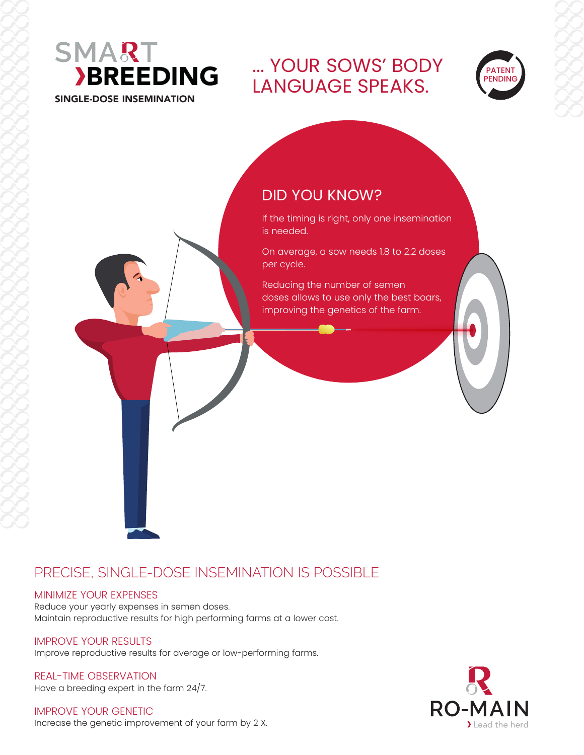# SMART BREEDING

SINGLE-DOSE INSEMINATION

## ... YOUR SOWS' BODY LANGUAGE SPEAKS.

PATENT PENDING

### DID YOU KNOW?

If the timing is right, only one insemination is needed.

On average, a sow needs 1.8 to 2.2 doses per cycle.

Reducing the number of semen doses allows to use only the best boars, improving the genetics of the farm.

## PRECISE, SINGLE-DOSE INSEMINATION IS POSSIBLE

### MINIMIZE YOUR EXPENSES

Reduce your yearly expenses in semen doses.
Maintain reproductive results for high performing farms at a lower cost.

### IMPROVE YOUR RESULTS

Improve reproductive results for average or low-performing farms.

### REAL-TIME OBSERVATION

Have a breeding expert in the farm 24/7.

### IMPROVE YOUR GENETIC

Increase the genetic improvement of your farm by 2 X.

RO-MAIN
› Lead the herd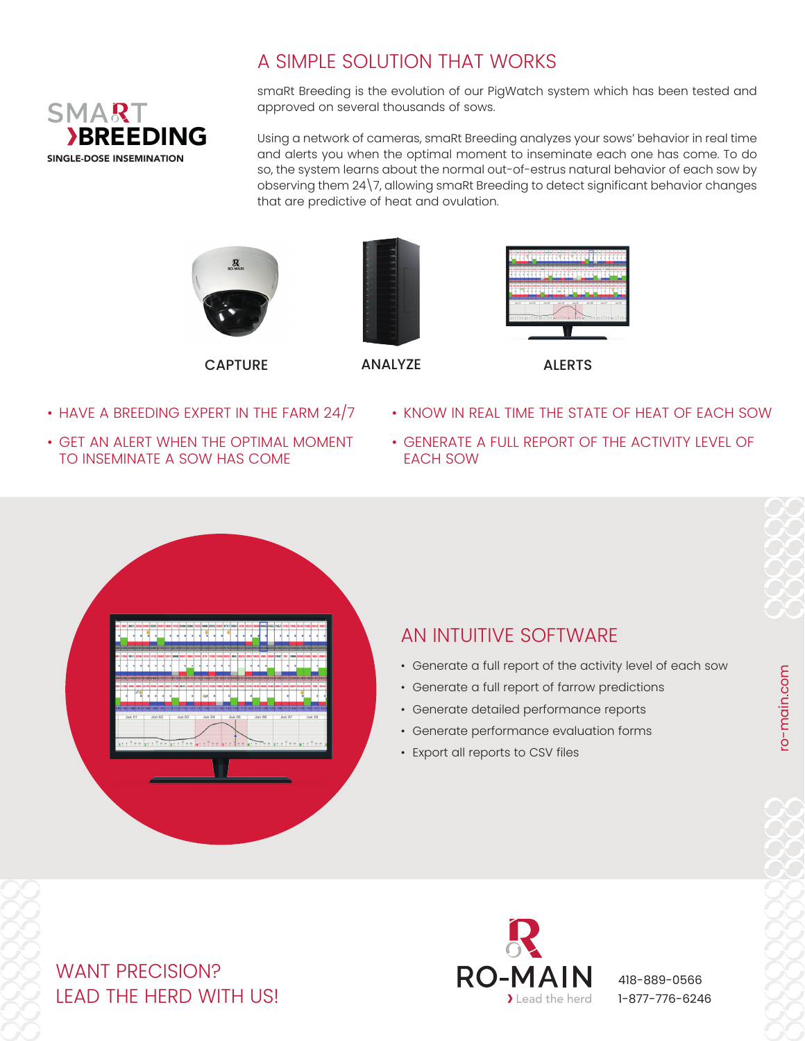# A SIMPLE SOLUTION THAT WORKS

SMART BREEDING
SINGLE-DOSE INSEMINATION

smaRt Breeding is the evolution of our PigWatch system which has been tested and approved on several thousands of sows.

Using a network of cameras, smaRt Breeding analyzes your sows' behavior in real time and alerts you when the optimal moment to inseminate each one has come. To do so, the system learns about the normal out-of-estrus natural behavior of each sow by observing them 24\7, allowing smaRt Breeding to detect significant behavior changes that are predictive of heat and ovulation.

CAPTURE

ANALYZE

ALERTS

- HAVE A BREEDING EXPERT IN THE FARM 24/7
- GET AN ALERT WHEN THE OPTIMAL MOMENT TO INSEMINATE A SOW HAS COME
- KNOW IN REAL TIME THE STATE OF HEAT OF EACH SOW
- GENERATE A FULL REPORT OF THE ACTIVITY LEVEL OF EACH SOW

## AN INTUITIVE SOFTWARE

- Generate a full report of the activity level of each sow
- Generate a full report of farrow predictions
- Generate detailed performance reports
- Generate performance evaluation forms
- Export all reports to CSV files

ro-main.com

WANT PRECISION?
LEAD THE HERD WITH US!

RO-MAIN
Lead the herd

418-889-0566
1-877-776-6246